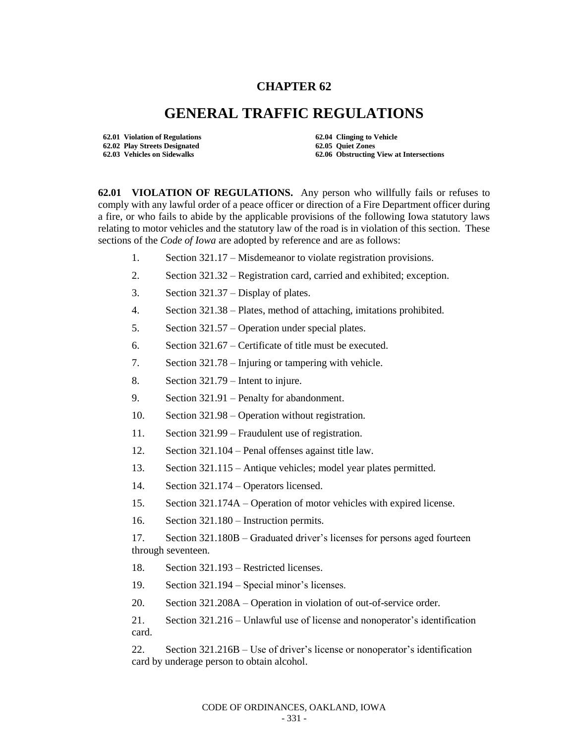# CHAPTER 62

# GENERAL TRAFFIC REGULATIONS

**62.01 Violation of Regulations**
**62.02 Play Streets Designated**
**62.03 Vehicles on Sidewalks**
**62.04 Clinging to Vehicle**
**62.05 Quiet Zones**
**62.06 Obstructing View at Intersections**

**62.01 VIOLATION OF REGULATIONS.** Any person who willfully fails or refuses to comply with any lawful order of a peace officer or direction of a Fire Department officer during a fire, or who fails to abide by the applicable provisions of the following Iowa statutory laws relating to motor vehicles and the statutory law of the road is in violation of this section. These sections of the *Code of Iowa* are adopted by reference and are as follows:

1. Section 321.17 – Misdemeanor to violate registration provisions.
2. Section 321.32 – Registration card, carried and exhibited; exception.
3. Section 321.37 – Display of plates.
4. Section 321.38 – Plates, method of attaching, imitations prohibited.
5. Section 321.57 – Operation under special plates.
6. Section 321.67 – Certificate of title must be executed.
7. Section 321.78 – Injuring or tampering with vehicle.
8. Section 321.79 – Intent to injure.
9. Section 321.91 – Penalty for abandonment.
10. Section 321.98 – Operation without registration.
11. Section 321.99 – Fraudulent use of registration.
12. Section 321.104 – Penal offenses against title law.
13. Section 321.115 – Antique vehicles; model year plates permitted.
14. Section 321.174 – Operators licensed.
15. Section 321.174A – Operation of motor vehicles with expired license.
16. Section 321.180 – Instruction permits.
17. Section 321.180B – Graduated driver's licenses for persons aged fourteen through seventeen.
18. Section 321.193 – Restricted licenses.
19. Section 321.194 – Special minor's licenses.
20. Section 321.208A – Operation in violation of out-of-service order.
21. Section 321.216 – Unlawful use of license and nonoperator's identification card.
22. Section 321.216B – Use of driver's license or nonoperator's identification card by underage person to obtain alcohol.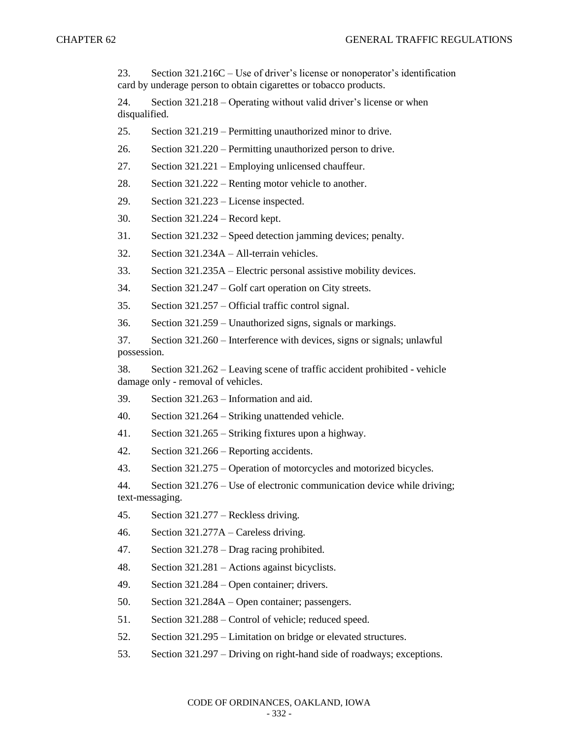23. Section 321.216C – Use of driver's license or nonoperator's identification card by underage person to obtain cigarettes or tobacco products.

24. Section 321.218 – Operating without valid driver's license or when disqualified.

25. Section 321.219 – Permitting unauthorized minor to drive.

26. Section 321.220 – Permitting unauthorized person to drive.

27. Section 321.221 – Employing unlicensed chauffeur.

28. Section 321.222 – Renting motor vehicle to another.

29. Section 321.223 – License inspected.

30. Section 321.224 – Record kept.

31. Section 321.232 – Speed detection jamming devices; penalty.

32. Section 321.234A – All-terrain vehicles.

33. Section 321.235A – Electric personal assistive mobility devices.

34. Section 321.247 – Golf cart operation on City streets.

35. Section 321.257 – Official traffic control signal.

36. Section 321.259 – Unauthorized signs, signals or markings.

37. Section 321.260 – Interference with devices, signs or signals; unlawful possession.

38. Section 321.262 – Leaving scene of traffic accident prohibited - vehicle damage only - removal of vehicles.

39. Section 321.263 – Information and aid.

40. Section 321.264 – Striking unattended vehicle.

41. Section 321.265 – Striking fixtures upon a highway.

42. Section 321.266 – Reporting accidents.

43. Section 321.275 – Operation of motorcycles and motorized bicycles.

44. Section 321.276 – Use of electronic communication device while driving; text-messaging.

45. Section 321.277 – Reckless driving.

46. Section 321.277A – Careless driving.

47. Section 321.278 – Drag racing prohibited.

48. Section 321.281 – Actions against bicyclists.

49. Section 321.284 – Open container; drivers.

50. Section 321.284A – Open container; passengers.

51. Section 321.288 – Control of vehicle; reduced speed.

52. Section 321.295 – Limitation on bridge or elevated structures.

53. Section 321.297 – Driving on right-hand side of roadways; exceptions.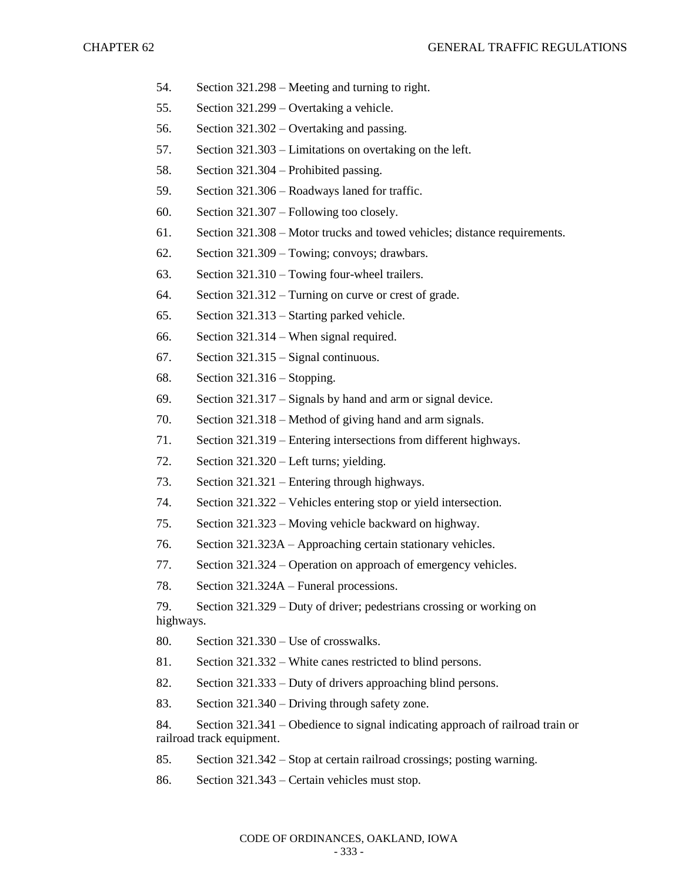54. Section 321.298 – Meeting and turning to right.

55. Section 321.299 – Overtaking a vehicle.

56. Section 321.302 – Overtaking and passing.

57. Section 321.303 – Limitations on overtaking on the left.

58. Section 321.304 – Prohibited passing.

59. Section 321.306 – Roadways laned for traffic.

60. Section 321.307 – Following too closely.

61. Section 321.308 – Motor trucks and towed vehicles; distance requirements.

62. Section 321.309 – Towing; convoys; drawbars.

63. Section 321.310 – Towing four-wheel trailers.

64. Section 321.312 – Turning on curve or crest of grade.

65. Section 321.313 – Starting parked vehicle.

66. Section 321.314 – When signal required.

67. Section 321.315 – Signal continuous.

68. Section 321.316 – Stopping.

69. Section 321.317 – Signals by hand and arm or signal device.

70. Section 321.318 – Method of giving hand and arm signals.

71. Section 321.319 – Entering intersections from different highways.

72. Section 321.320 – Left turns; yielding.

73. Section 321.321 – Entering through highways.

74. Section 321.322 – Vehicles entering stop or yield intersection.

75. Section 321.323 – Moving vehicle backward on highway.

76. Section 321.323A – Approaching certain stationary vehicles.

77. Section 321.324 – Operation on approach of emergency vehicles.

78. Section 321.324A – Funeral processions.

79. Section 321.329 – Duty of driver; pedestrians crossing or working on highways.

80. Section 321.330 – Use of crosswalks.

81. Section 321.332 – White canes restricted to blind persons.

82. Section 321.333 – Duty of drivers approaching blind persons.

83. Section 321.340 – Driving through safety zone.

84. Section 321.341 – Obedience to signal indicating approach of railroad train or railroad track equipment.

85. Section 321.342 – Stop at certain railroad crossings; posting warning.

86. Section 321.343 – Certain vehicles must stop.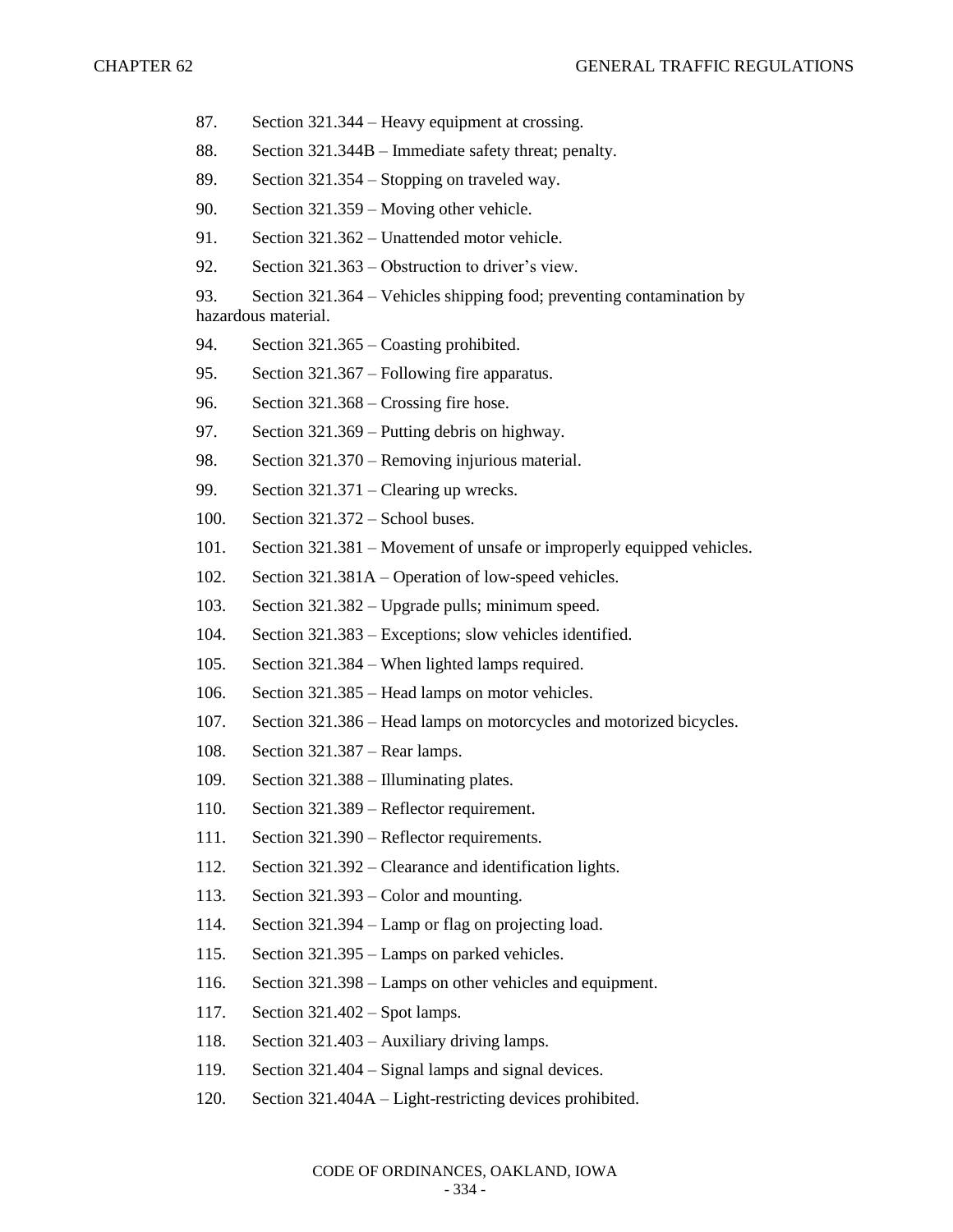87. Section 321.344 – Heavy equipment at crossing.

88. Section 321.344B – Immediate safety threat; penalty.

89. Section 321.354 – Stopping on traveled way.

90. Section 321.359 – Moving other vehicle.

91. Section 321.362 – Unattended motor vehicle.

92. Section 321.363 – Obstruction to driver's view.

93. Section 321.364 – Vehicles shipping food; preventing contamination by hazardous material.

94. Section 321.365 – Coasting prohibited.

95. Section 321.367 – Following fire apparatus.

96. Section 321.368 – Crossing fire hose.

97. Section 321.369 – Putting debris on highway.

98. Section 321.370 – Removing injurious material.

99. Section 321.371 – Clearing up wrecks.

100. Section 321.372 – School buses.

101. Section 321.381 – Movement of unsafe or improperly equipped vehicles.

102. Section 321.381A – Operation of low-speed vehicles.

103. Section 321.382 – Upgrade pulls; minimum speed.

104. Section 321.383 – Exceptions; slow vehicles identified.

105. Section 321.384 – When lighted lamps required.

106. Section 321.385 – Head lamps on motor vehicles.

107. Section 321.386 – Head lamps on motorcycles and motorized bicycles.

108. Section 321.387 – Rear lamps.

109. Section 321.388 – Illuminating plates.

110. Section 321.389 – Reflector requirement.

111. Section 321.390 – Reflector requirements.

112. Section 321.392 – Clearance and identification lights.

113. Section 321.393 – Color and mounting.

114. Section 321.394 – Lamp or flag on projecting load.

115. Section 321.395 – Lamps on parked vehicles.

116. Section 321.398 – Lamps on other vehicles and equipment.

117. Section 321.402 – Spot lamps.

118. Section 321.403 – Auxiliary driving lamps.

119. Section 321.404 – Signal lamps and signal devices.

120. Section 321.404A – Light-restricting devices prohibited.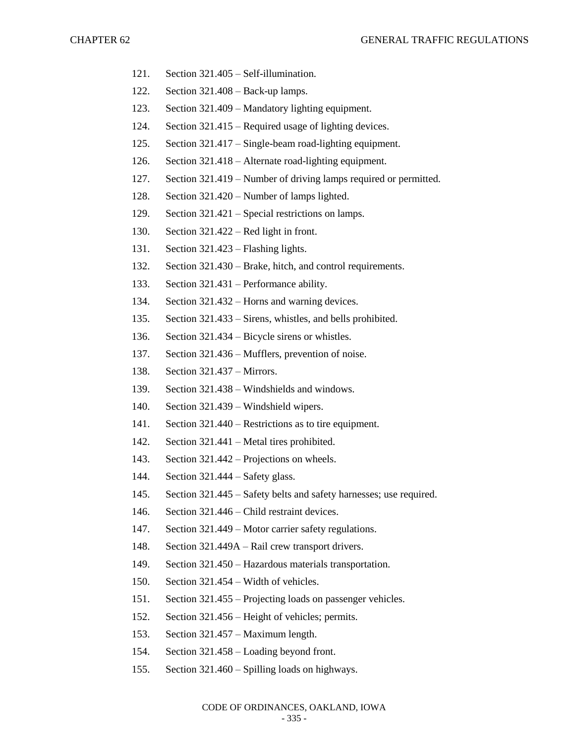121. Section 321.405 – Self-illumination.
122. Section 321.408 – Back-up lamps.
123. Section 321.409 – Mandatory lighting equipment.
124. Section 321.415 – Required usage of lighting devices.
125. Section 321.417 – Single-beam road-lighting equipment.
126. Section 321.418 – Alternate road-lighting equipment.
127. Section 321.419 – Number of driving lamps required or permitted.
128. Section 321.420 – Number of lamps lighted.
129. Section 321.421 – Special restrictions on lamps.
130. Section 321.422 – Red light in front.
131. Section 321.423 – Flashing lights.
132. Section 321.430 – Brake, hitch, and control requirements.
133. Section 321.431 – Performance ability.
134. Section 321.432 – Horns and warning devices.
135. Section 321.433 – Sirens, whistles, and bells prohibited.
136. Section 321.434 – Bicycle sirens or whistles.
137. Section 321.436 – Mufflers, prevention of noise.
138. Section 321.437 – Mirrors.
139. Section 321.438 – Windshields and windows.
140. Section 321.439 – Windshield wipers.
141. Section 321.440 – Restrictions as to tire equipment.
142. Section 321.441 – Metal tires prohibited.
143. Section 321.442 – Projections on wheels.
144. Section 321.444 – Safety glass.
145. Section 321.445 – Safety belts and safety harnesses; use required.
146. Section 321.446 – Child restraint devices.
147. Section 321.449 – Motor carrier safety regulations.
148. Section 321.449A – Rail crew transport drivers.
149. Section 321.450 – Hazardous materials transportation.
150. Section 321.454 – Width of vehicles.
151. Section 321.455 – Projecting loads on passenger vehicles.
152. Section 321.456 – Height of vehicles; permits.
153. Section 321.457 – Maximum length.
154. Section 321.458 – Loading beyond front.
155. Section 321.460 – Spilling loads on highways.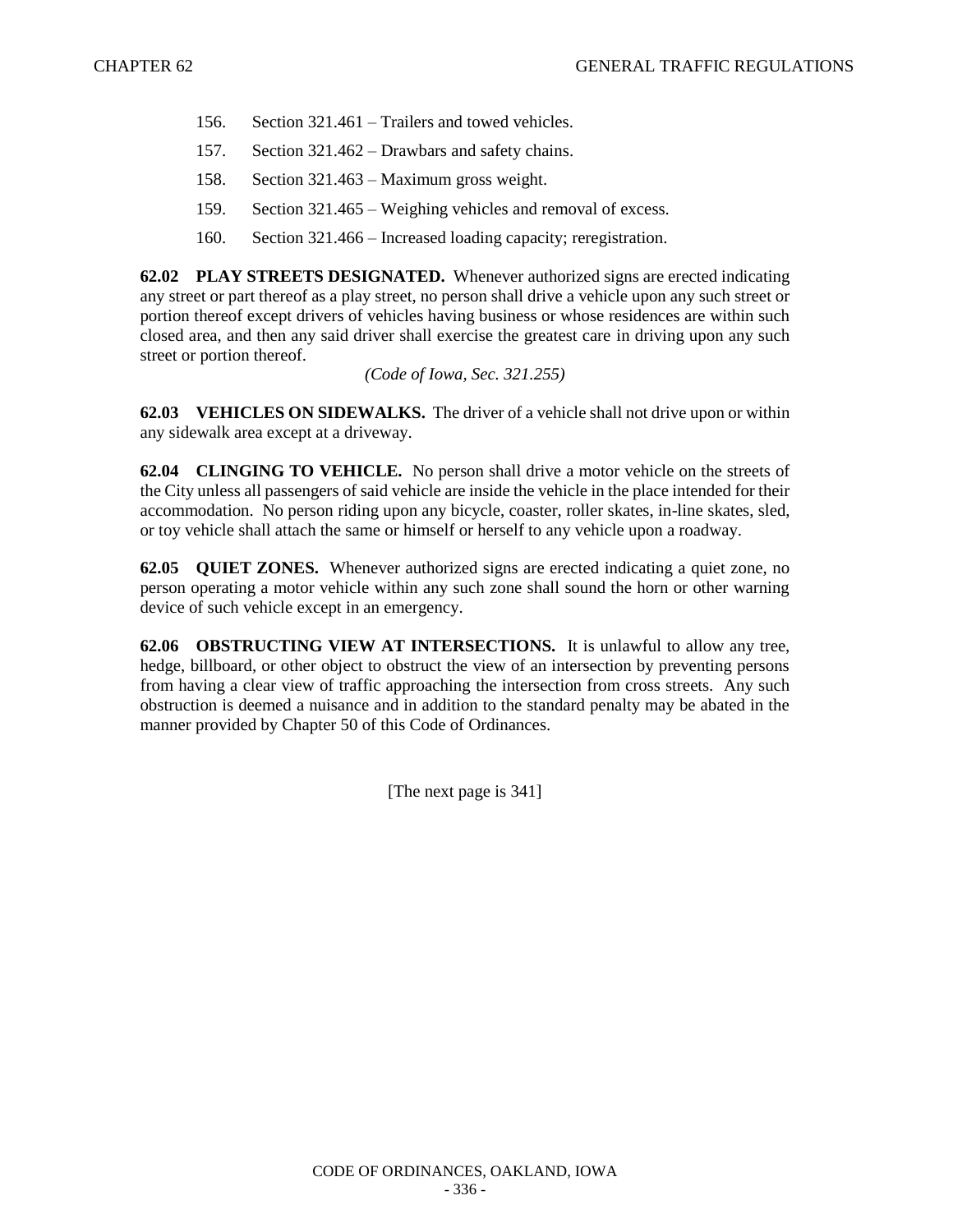156. Section 321.461 – Trailers and towed vehicles.

157. Section 321.462 – Drawbars and safety chains.

158. Section 321.463 – Maximum gross weight.

159. Section 321.465 – Weighing vehicles and removal of excess.

160. Section 321.466 – Increased loading capacity; reregistration.

**62.02 PLAY STREETS DESIGNATED.** Whenever authorized signs are erected indicating any street or part thereof as a play street, no person shall drive a vehicle upon any such street or portion thereof except drivers of vehicles having business or whose residences are within such closed area, and then any said driver shall exercise the greatest care in driving upon any such street or portion thereof.

*(Code of Iowa, Sec. 321.255)*

**62.03 VEHICLES ON SIDEWALKS.** The driver of a vehicle shall not drive upon or within any sidewalk area except at a driveway.

**62.04 CLINGING TO VEHICLE.** No person shall drive a motor vehicle on the streets of the City unless all passengers of said vehicle are inside the vehicle in the place intended for their accommodation. No person riding upon any bicycle, coaster, roller skates, in-line skates, sled, or toy vehicle shall attach the same or himself or herself to any vehicle upon a roadway.

**62.05 QUIET ZONES.** Whenever authorized signs are erected indicating a quiet zone, no person operating a motor vehicle within any such zone shall sound the horn or other warning device of such vehicle except in an emergency.

**62.06 OBSTRUCTING VIEW AT INTERSECTIONS.** It is unlawful to allow any tree, hedge, billboard, or other object to obstruct the view of an intersection by preventing persons from having a clear view of traffic approaching the intersection from cross streets. Any such obstruction is deemed a nuisance and in addition to the standard penalty may be abated in the manner provided by Chapter 50 of this Code of Ordinances.

[The next page is 341]